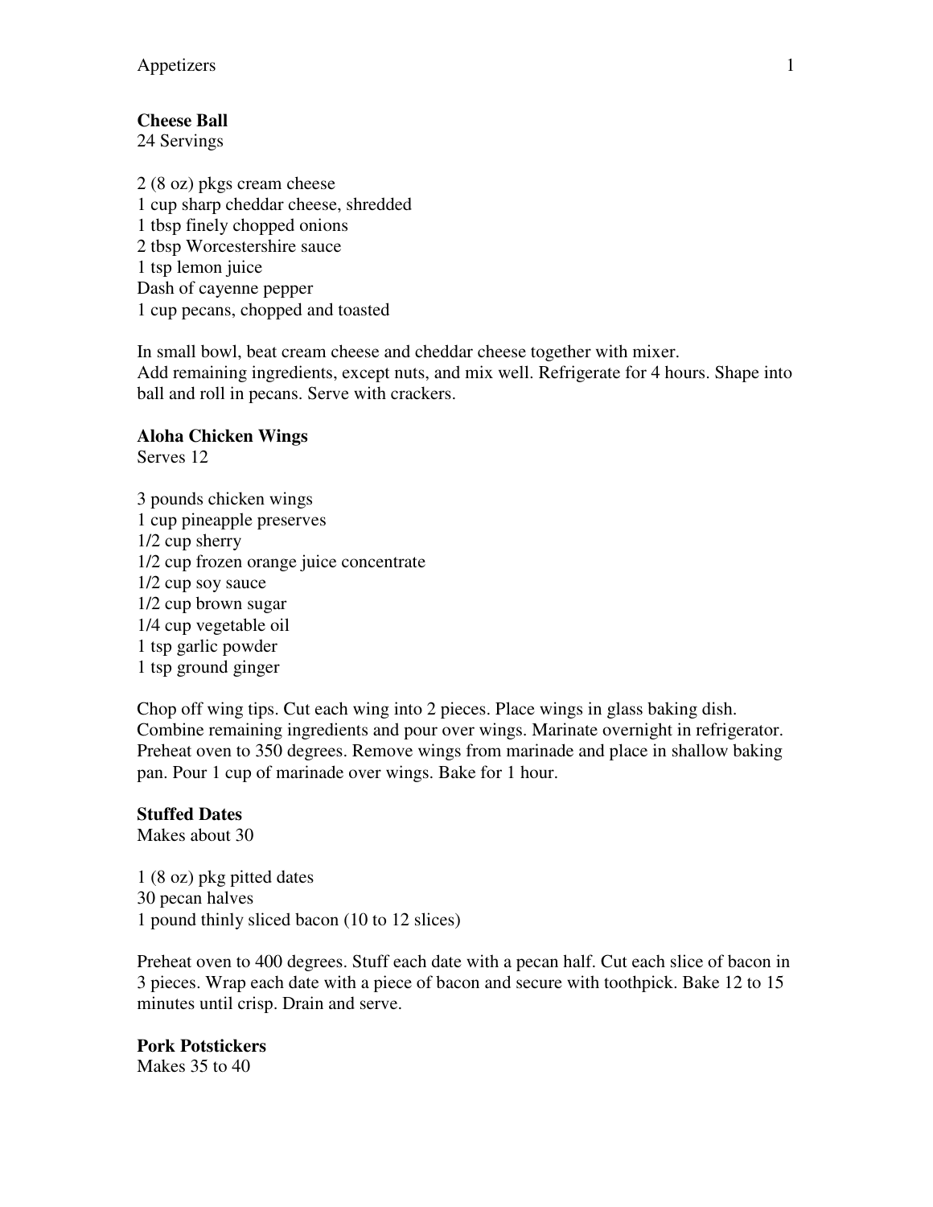**Cheese Ball**
24 Servings

2 (8 oz) pkgs cream cheese
1 cup sharp cheddar cheese, shredded
1 tbsp finely chopped onions
2 tbsp Worcestershire sauce
1 tsp lemon juice
Dash of cayenne pepper
1 cup pecans, chopped and toasted

In small bowl, beat cream cheese and cheddar cheese together with mixer.
Add remaining ingredients, except nuts, and mix well. Refrigerate for 4 hours. Shape into ball and roll in pecans. Serve with crackers.

**Aloha Chicken Wings**
Serves 12

3 pounds chicken wings
1 cup pineapple preserves
1/2 cup sherry
1/2 cup frozen orange juice concentrate
1/2 cup soy sauce
1/2 cup brown sugar
1/4 cup vegetable oil
1 tsp garlic powder
1 tsp ground ginger

Chop off wing tips. Cut each wing into 2 pieces. Place wings in glass baking dish. Combine remaining ingredients and pour over wings. Marinate overnight in refrigerator. Preheat oven to 350 degrees. Remove wings from marinade and place in shallow baking pan. Pour 1 cup of marinade over wings. Bake for 1 hour.

**Stuffed Dates**
Makes about 30

1 (8 oz) pkg pitted dates
30 pecan halves
1 pound thinly sliced bacon (10 to 12 slices)

Preheat oven to 400 degrees. Stuff each date with a pecan half. Cut each slice of bacon in 3 pieces. Wrap each date with a piece of bacon and secure with toothpick. Bake 12 to 15 minutes until crisp. Drain and serve.

**Pork Potstickers**
Makes 35 to 40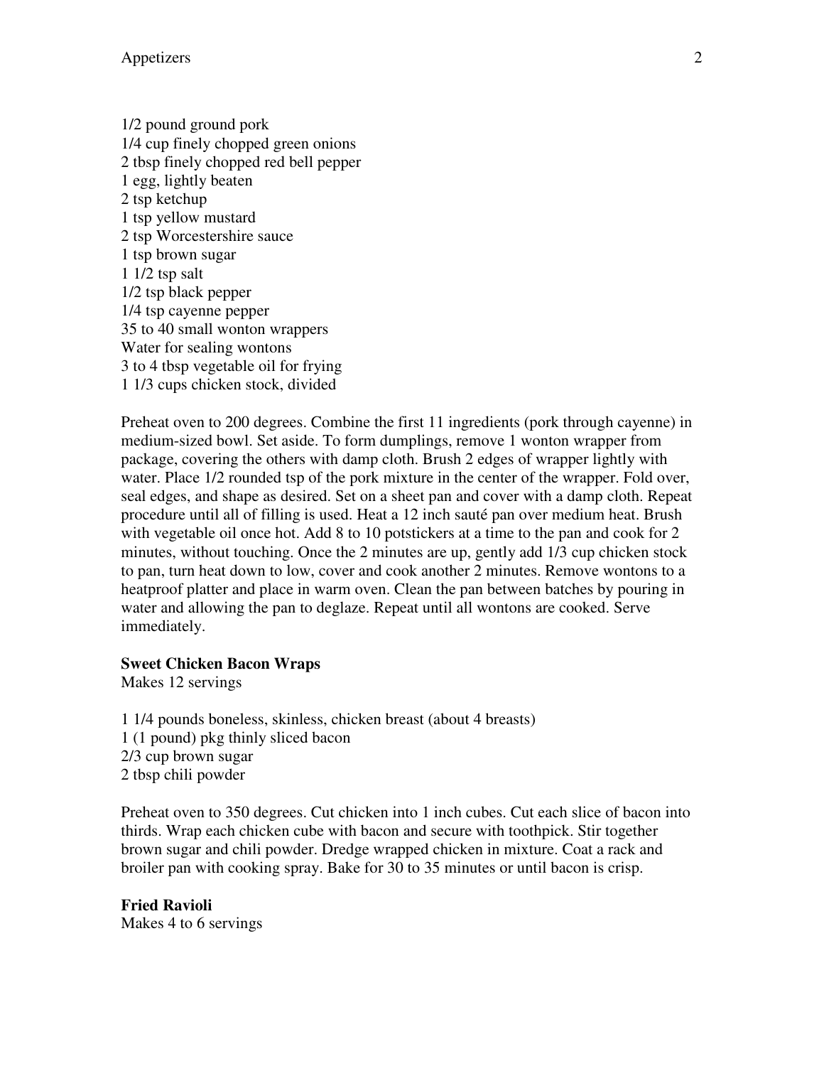1/2 pound ground pork
1/4 cup finely chopped green onions
2 tbsp finely chopped red bell pepper
1 egg, lightly beaten
2 tsp ketchup
1 tsp yellow mustard
2 tsp Worcestershire sauce
1 tsp brown sugar
1 1/2 tsp salt
1/2 tsp black pepper
1/4 tsp cayenne pepper
35 to 40 small wonton wrappers
Water for sealing wontons
3 to 4 tbsp vegetable oil for frying
1 1/3 cups chicken stock, divided

Preheat oven to 200 degrees. Combine the first 11 ingredients (pork through cayenne) in medium-sized bowl. Set aside. To form dumplings, remove 1 wonton wrapper from package, covering the others with damp cloth. Brush 2 edges of wrapper lightly with water. Place 1/2 rounded tsp of the pork mixture in the center of the wrapper. Fold over, seal edges, and shape as desired. Set on a sheet pan and cover with a damp cloth. Repeat procedure until all of filling is used. Heat a 12 inch sauté pan over medium heat. Brush with vegetable oil once hot. Add 8 to 10 potstickers at a time to the pan and cook for 2 minutes, without touching. Once the 2 minutes are up, gently add 1/3 cup chicken stock to pan, turn heat down to low, cover and cook another 2 minutes. Remove wontons to a heatproof platter and place in warm oven. Clean the pan between batches by pouring in water and allowing the pan to deglaze. Repeat until all wontons are cooked. Serve immediately.

**Sweet Chicken Bacon Wraps**
Makes 12 servings

1 1/4 pounds boneless, skinless, chicken breast (about 4 breasts)
1 (1 pound) pkg thinly sliced bacon
2/3 cup brown sugar
2 tbsp chili powder

Preheat oven to 350 degrees. Cut chicken into 1 inch cubes. Cut each slice of bacon into thirds. Wrap each chicken cube with bacon and secure with toothpick. Stir together brown sugar and chili powder. Dredge wrapped chicken in mixture. Coat a rack and broiler pan with cooking spray. Bake for 30 to 35 minutes or until bacon is crisp.

**Fried Ravioli**
Makes 4 to 6 servings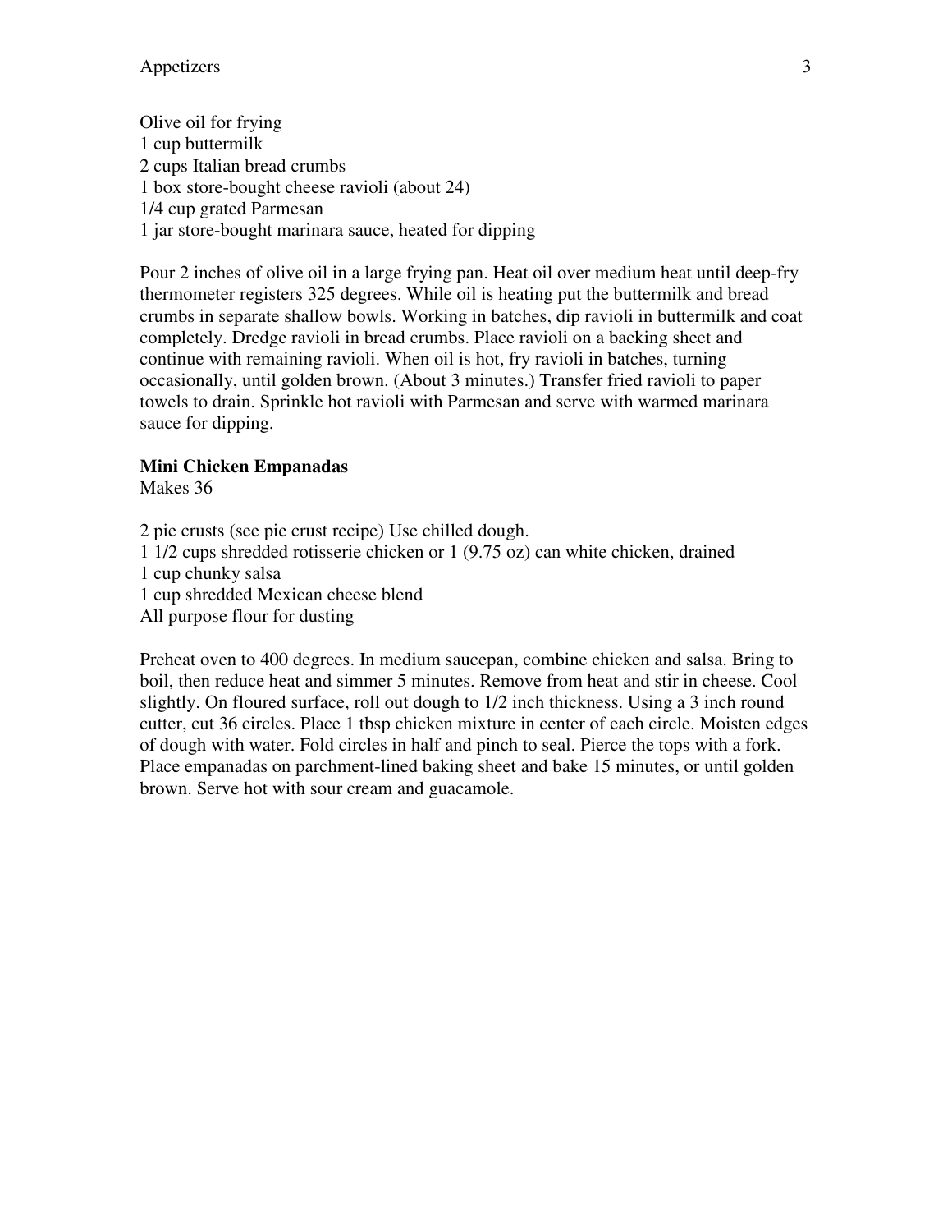Olive oil for frying
1 cup buttermilk
2 cups Italian bread crumbs
1 box store-bought cheese ravioli (about 24)
1/4 cup grated Parmesan
1 jar store-bought marinara sauce, heated for dipping

Pour 2 inches of olive oil in a large frying pan. Heat oil over medium heat until deep-fry thermometer registers 325 degrees. While oil is heating put the buttermilk and bread crumbs in separate shallow bowls. Working in batches, dip ravioli in buttermilk and coat completely. Dredge ravioli in bread crumbs. Place ravioli on a backing sheet and continue with remaining ravioli. When oil is hot, fry ravioli in batches, turning occasionally, until golden brown. (About 3 minutes.) Transfer fried ravioli to paper towels to drain. Sprinkle hot ravioli with Parmesan and serve with warmed marinara sauce for dipping.

**Mini Chicken Empanadas**
Makes 36

2 pie crusts (see pie crust recipe) Use chilled dough.
1 1/2 cups shredded rotisserie chicken or 1 (9.75 oz) can white chicken, drained
1 cup chunky salsa
1 cup shredded Mexican cheese blend
All purpose flour for dusting

Preheat oven to 400 degrees. In medium saucepan, combine chicken and salsa. Bring to boil, then reduce heat and simmer 5 minutes. Remove from heat and stir in cheese. Cool slightly. On floured surface, roll out dough to 1/2 inch thickness. Using a 3 inch round cutter, cut 36 circles. Place 1 tbsp chicken mixture in center of each circle. Moisten edges of dough with water. Fold circles in half and pinch to seal. Pierce the tops with a fork. Place empanadas on parchment-lined baking sheet and bake 15 minutes, or until golden brown. Serve hot with sour cream and guacamole.